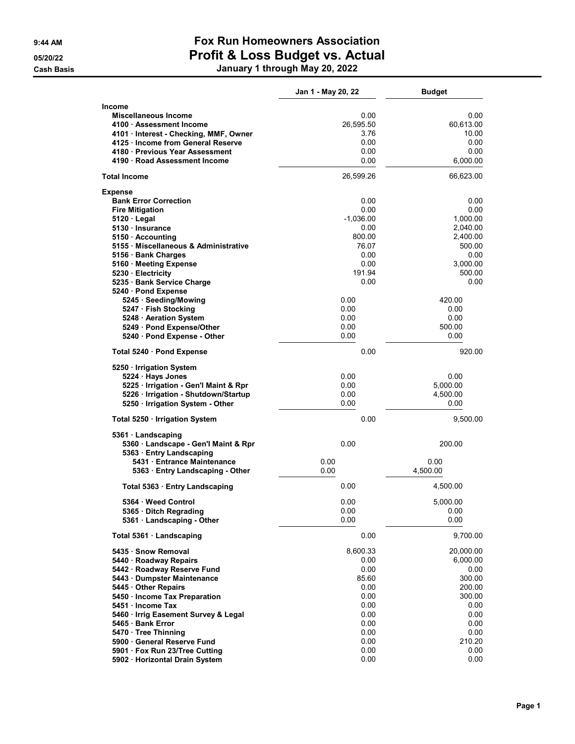# Fox Run Homeowners Association

## Profit & Loss Budget vs. Actual

**January 1 through May 20, 2022**

9:44 AM
05/20/22
Cash Basis

| | Jan 1 - May 20, 22 | Budget |
|---|---|---|
| **Income** | | |
| Miscellaneous Income | 0.00 | 0.00 |
| 4100 · Assessment Income | 26,595.50 | 60,613.00 |
| 4101 · Interest - Checking, MMF, Owner | 3.76 | 10.00 |
| 4125 · Income from General Reserve | 0.00 | 0.00 |
| 4180 · Previous Year Assessment | 0.00 | 0.00 |
| 4190 · Road Assessment Income | 0.00 | 6,000.00 |
| **Total Income** | 26,599.26 | 66,623.00 |
| **Expense** | | |
| Bank Error Correction | 0.00 | 0.00 |
| Fire Mitigation | 0.00 | 0.00 |
| 5120 · Legal | -1,036.00 | 1,000.00 |
| 5130 · Insurance | 0.00 | 2,040.00 |
| 5150 · Accounting | 800.00 | 2,400.00 |
| 5155 · Miscellaneous & Administrative | 76.07 | 500.00 |
| 5156 · Bank Charges | 0.00 | 0.00 |
| 5160 · Meeting Expense | 0.00 | 3,000.00 |
| 5230 · Electricity | 191.94 | 500.00 |
| 5235 · Bank Service Charge | 0.00 | 0.00 |
| 5240 · Pond Expense | | |
| 5245 · Seeding/Mowing | 0.00 | 420.00 |
| 5247 · Fish Stocking | 0.00 | 0.00 |
| 5248 · Aeration System | 0.00 | 0.00 |
| 5249 · Pond Expense/Other | 0.00 | 500.00 |
| 5240 · Pond Expense - Other | 0.00 | 0.00 |
| Total 5240 · Pond Expense | 0.00 | 920.00 |
| 5250 · Irrigation System | | |
| 5224 · Hays Jones | 0.00 | 0.00 |
| 5225 · Irrigation - Gen'l Maint & Rpr | 0.00 | 5,000.00 |
| 5226 · Irrigation - Shutdown/Startup | 0.00 | 4,500.00 |
| 5250 · Irrigation System - Other | 0.00 | 0.00 |
| Total 5250 · Irrigation System | 0.00 | 9,500.00 |
| 5361 · Landscaping | | |
| 5360 · Landscape - Gen'l Maint & Rpr | 0.00 | 200.00 |
| 5363 · Entry Landscaping | | |
| 5431 · Entrance Maintenance | 0.00 | 0.00 |
| 5363 · Entry Landscaping - Other | 0.00 | 4,500.00 |
| Total 5363 · Entry Landscaping | 0.00 | 4,500.00 |
| 5364 · Weed Control | 0.00 | 5,000.00 |
| 5365 · Ditch Regrading | 0.00 | 0.00 |
| 5361 · Landscaping - Other | 0.00 | 0.00 |
| Total 5361 · Landscaping | 0.00 | 9,700.00 |
| 5435 · Snow Removal | 8,600.33 | 20,000.00 |
| 5440 · Roadway Repairs | 0.00 | 6,000.00 |
| 5442 · Roadway Reserve Fund | 0.00 | 0.00 |
| 5443 · Dumpster Maintenance | 85.60 | 300.00 |
| 5445 · Other Repairs | 0.00 | 200.00 |
| 5450 · Income Tax Preparation | 0.00 | 300.00 |
| 5451 · Income Tax | 0.00 | 0.00 |
| 5460 · Irrig Easement Survey & Legal | 0.00 | 0.00 |
| 5465 · Bank Error | 0.00 | 0.00 |
| 5470 · Tree Thinning | 0.00 | 0.00 |
| 5900 · General Reserve Fund | 0.00 | 210.20 |
| 5901 · Fox Run 23/Tree Cutting | 0.00 | 0.00 |
| 5902 · Horizontal Drain System | 0.00 | 0.00 |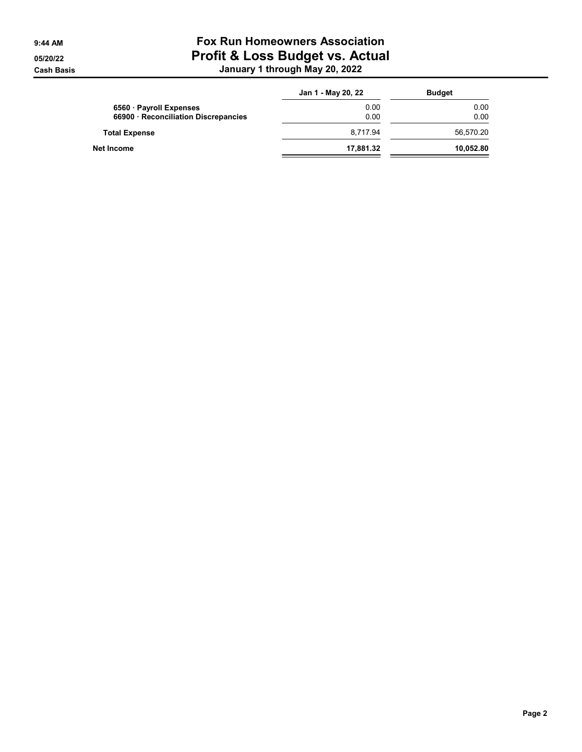| | Jan 1 - May 20, 22 | Budget |
| --- | --- | --- |
| 6560 · Payroll Expenses | 0.00 | 0.00 |
| 66900 · Reconciliation Discrepancies | 0.00 | 0.00 |
| **Total Expense** | 8,717.94 | 56,570.20 |
| **Net Income** | **17,881.32** | **10,052.80** |